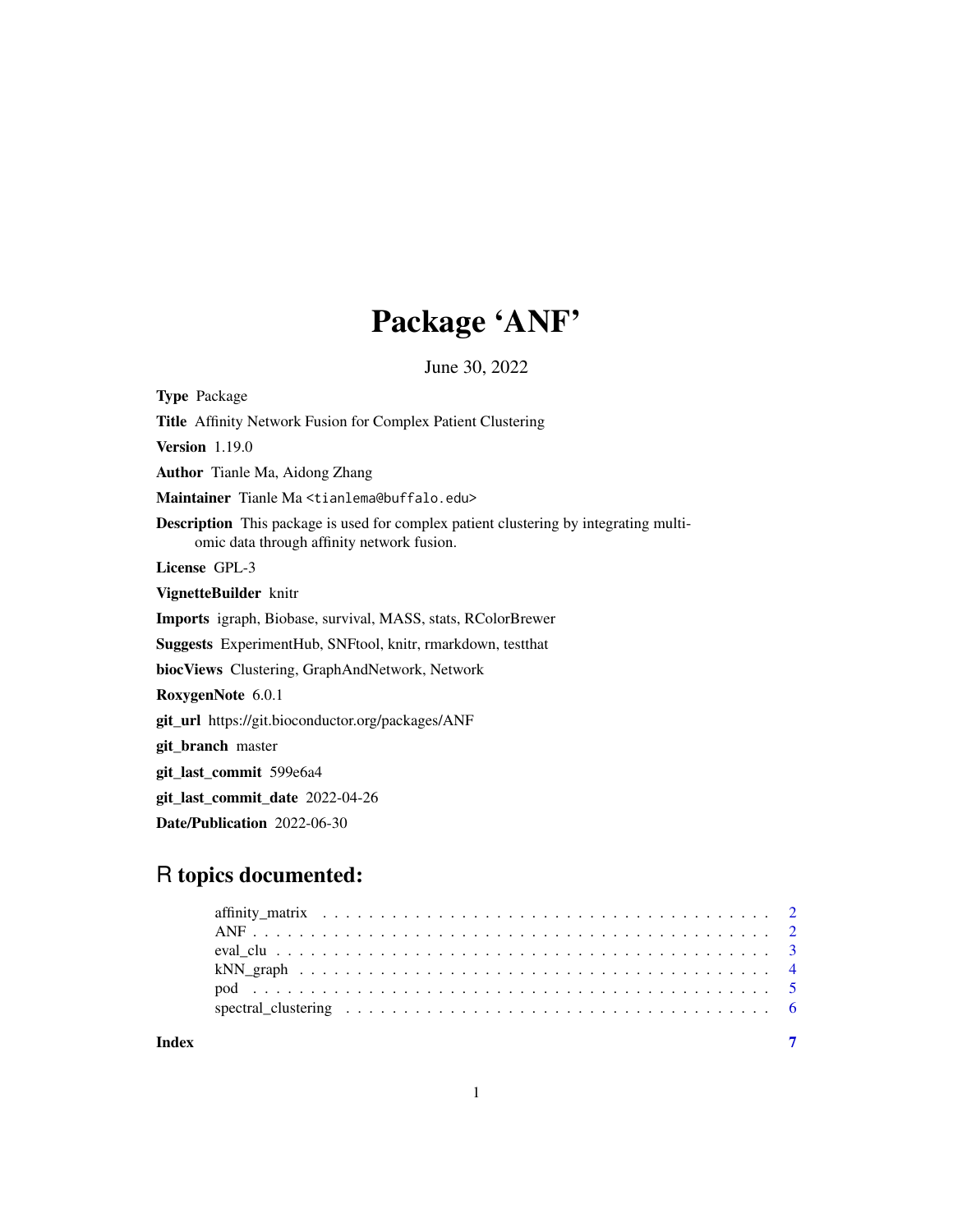# Package 'ANF'

June 30, 2022

**Type** Package

**Title** Affinity Network Fusion for Complex Patient Clustering

**Version** 1.19.0

**Author** Tianle Ma, Aidong Zhang

**Maintainer** Tianle Ma <tianlema@buffalo.edu>

**Description** This package is used for complex patient clustering by integrating multi-omic data through affinity network fusion.

**License** GPL-3

**VignetteBuilder** knitr

**Imports** igraph, Biobase, survival, MASS, stats, RColorBrewer

**Suggests** ExperimentHub, SNFtool, knitr, rmarkdown, testthat

**biocViews** Clustering, GraphAndNetwork, Network

**RoxygenNote** 6.0.1

**git_url** https://git.bioconductor.org/packages/ANF

**git_branch** master

**git_last_commit** 599e6a4

**git_last_commit_date** 2022-04-26

**Date/Publication** 2022-06-30

## R topics documented:

- affinity_matrix . . . . . 2
- ANF . . . . . 2
- eval_clu . . . . . 3
- kNN_graph . . . . . 4
- pod . . . . . 5
- spectral_clustering . . . . . 6

**Index** 7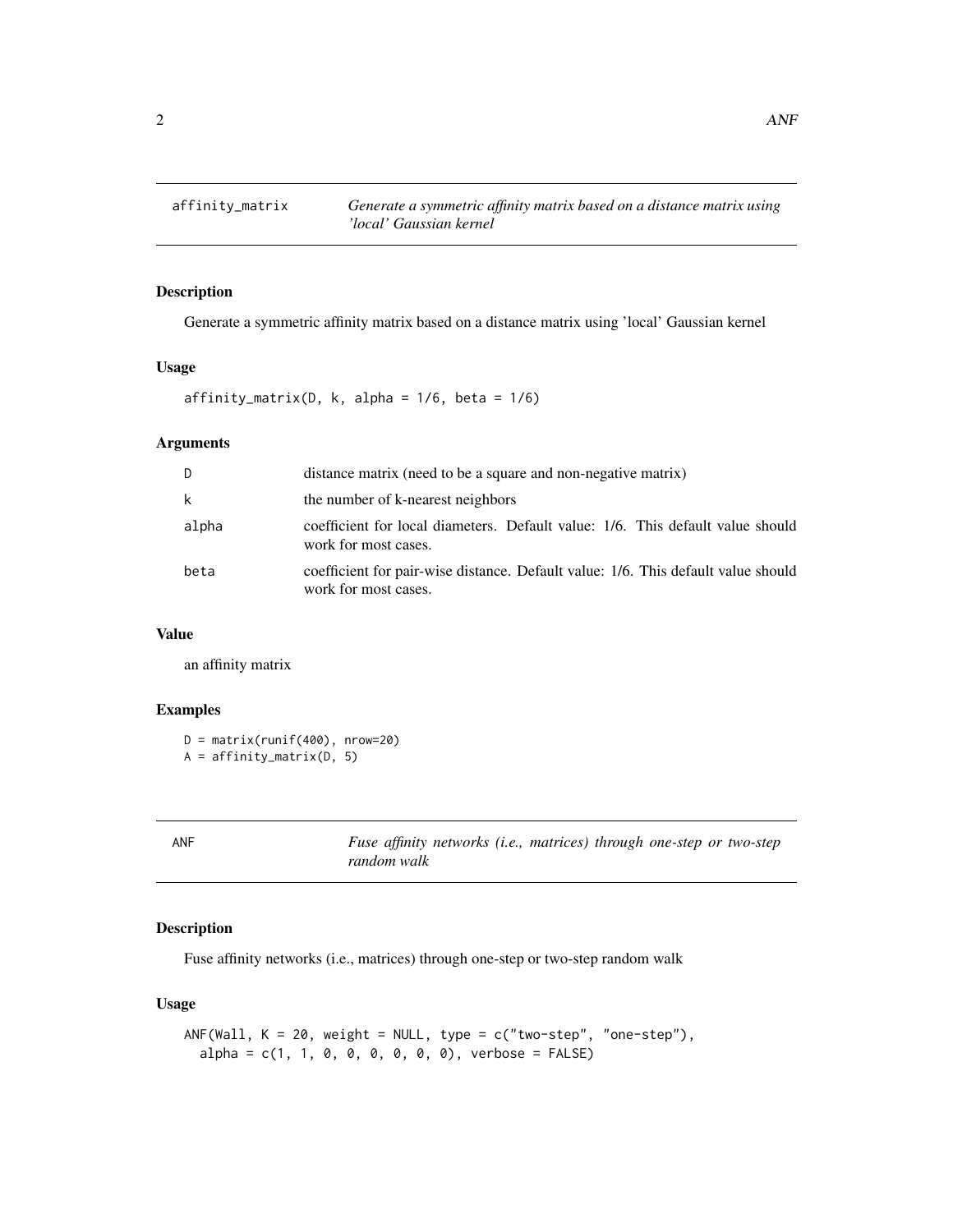## affinity_matrix

*Generate a symmetric affinity matrix based on a distance matrix using 'local' Gaussian kernel*

### Description

Generate a symmetric affinity matrix based on a distance matrix using 'local' Gaussian kernel

### Usage

```
affinity_matrix(D, k, alpha = 1/6, beta = 1/6)
```

### Arguments

| | |
|---|---|
| D | distance matrix (need to be a square and non-negative matrix) |
| k | the number of k-nearest neighbors |
| alpha | coefficient for local diameters. Default value: 1/6. This default value should work for most cases. |
| beta | coefficient for pair-wise distance. Default value: 1/6. This default value should work for most cases. |

### Value

an affinity matrix

### Examples

```
D = matrix(runif(400), nrow=20)
A = affinity_matrix(D, 5)
```

## ANF

*Fuse affinity networks (i.e., matrices) through one-step or two-step random walk*

### Description

Fuse affinity networks (i.e., matrices) through one-step or two-step random walk

### Usage

```
ANF(Wall, K = 20, weight = NULL, type = c("two-step", "one-step"),
  alpha = c(1, 1, 0, 0, 0, 0, 0, 0), verbose = FALSE)
```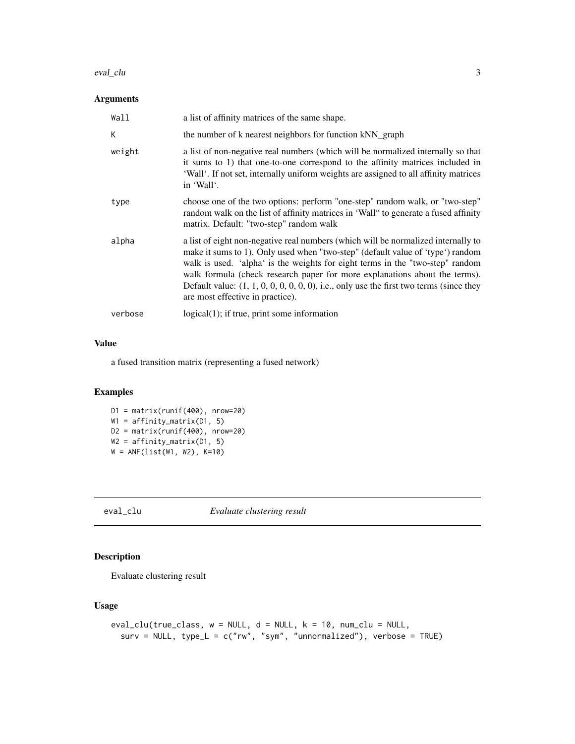## Arguments

| | |
|---|---|
| Wall | a list of affinity matrices of the same shape. |
| K | the number of k nearest neighbors for function kNN_graph |
| weight | a list of non-negative real numbers (which will be normalized internally so that it sums to 1) that one-to-one correspond to the affinity matrices included in 'Wall'. If not set, internally uniform weights are assigned to all affinity matrices in 'Wall'. |
| type | choose one of the two options: perform "one-step" random walk, or "two-step" random walk on the list of affinity matrices in 'Wall" to generate a fused affinity matrix. Default: "two-step" random walk |
| alpha | a list of eight non-negative real numbers (which will be normalized internally to make it sums to 1). Only used when "two-step" (default value of 'type') random walk is used. 'alpha' is the weights for eight terms in the "two-step" random walk formula (check research paper for more explanations about the terms). Default value: (1, 1, 0, 0, 0, 0, 0, 0), i.e., only use the first two terms (since they are most effective in practice). |
| verbose | logical(1); if true, print some information |

## Value

a fused transition matrix (representing a fused network)

## Examples

```
D1 = matrix(runif(400), nrow=20)
W1 = affinity_matrix(D1, 5)
D2 = matrix(runif(400), nrow=20)
W2 = affinity_matrix(D1, 5)
W = ANF(list(W1, W2), K=10)
```

---

# eval_clu *Evaluate clustering result*

## Description

Evaluate clustering result

## Usage

```
eval_clu(true_class, w = NULL, d = NULL, k = 10, num_clu = NULL,
  surv = NULL, type_L = c("rw", "sym", "unnormalized"), verbose = TRUE)
```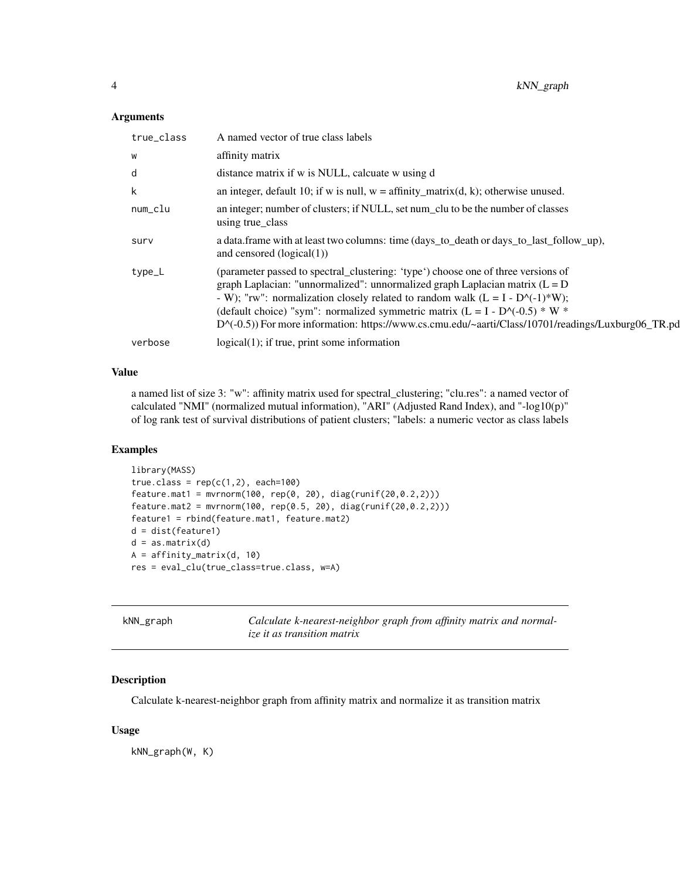### Arguments

| | |
|---|---|
| true_class | A named vector of true class labels |
| w | affinity matrix |
| d | distance matrix if w is NULL, calcuate w using d |
| k | an integer, default 10; if w is null, w = affinity_matrix(d, k); otherwise unused. |
| num_clu | an integer; number of clusters; if NULL, set num_clu to be the number of classes using true_class |
| surv | a data.frame with at least two columns: time (days_to_death or days_to_last_follow_up), and censored (logical(1)) |
| type_L | (parameter passed to spectral_clustering: 'type') choose one of three versions of graph Laplacian: "unnormalized": unnormalized graph Laplacian matrix (L = D - W); "rw": normalization closely related to random walk (L = I - D^(-1)*W); (default choice) "sym": normalized symmetric matrix (L = I - D^(-0.5) * W * D^(-0.5)) For more information: https://www.cs.cmu.edu/~aarti/Class/10701/readings/Luxburg06_TR.pd |
| verbose | logical(1); if true, print some information |

### Value

a named list of size 3: "w": affinity matrix used for spectral_clustering; "clu.res": a named vector of calculated "NMI" (normalized mutual information), "ARI" (Adjusted Rand Index), and "-log10(p)" of log rank test of survival distributions of patient clusters; "labels: a numeric vector as class labels

### Examples

```
library(MASS)
true.class = rep(c(1,2), each=100)
feature.mat1 = mvrnorm(100, rep(0, 20), diag(runif(20,0.2,2)))
feature.mat2 = mvrnorm(100, rep(0.5, 20), diag(runif(20,0.2,2)))
feature1 = rbind(feature.mat1, feature.mat2)
d = dist(feature1)
d = as.matrix(d)
A = affinity_matrix(d, 10)
res = eval_clu(true_class=true.class, w=A)
```

---

## kNN_graph — *Calculate k-nearest-neighbor graph from affinity matrix and normalize it as transition matrix*

### Description

Calculate k-nearest-neighbor graph from affinity matrix and normalize it as transition matrix

### Usage

```
kNN_graph(W, K)
```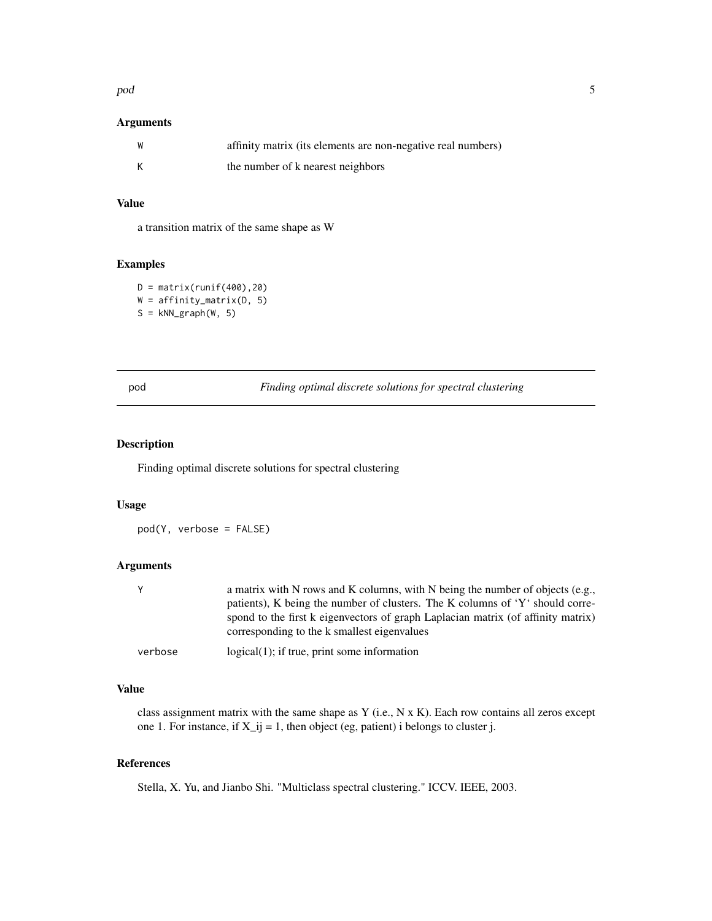### Arguments

| | |
|---|---|
| W | affinity matrix (its elements are non-negative real numbers) |
| K | the number of k nearest neighbors |

### Value

a transition matrix of the same shape as W

### Examples

```
D = matrix(runif(400),20)
W = affinity_matrix(D, 5)
S = kNN_graph(W, 5)
```

---

## pod — *Finding optimal discrete solutions for spectral clustering*

---

### Description

Finding optimal discrete solutions for spectral clustering

### Usage

```
pod(Y, verbose = FALSE)
```

### Arguments

| | |
|---|---|
| Y | a matrix with N rows and K columns, with N being the number of objects (e.g., patients), K being the number of clusters. The K columns of 'Y' should correspond to the first k eigenvectors of graph Laplacian matrix (of affinity matrix) corresponding to the k smallest eigenvalues |
| verbose | logical(1); if true, print some information |

### Value

class assignment matrix with the same shape as Y (i.e., N x K). Each row contains all zeros except one 1. For instance, if X_ij = 1, then object (eg, patient) i belongs to cluster j.

### References

Stella, X. Yu, and Jianbo Shi. "Multiclass spectral clustering." ICCV. IEEE, 2003.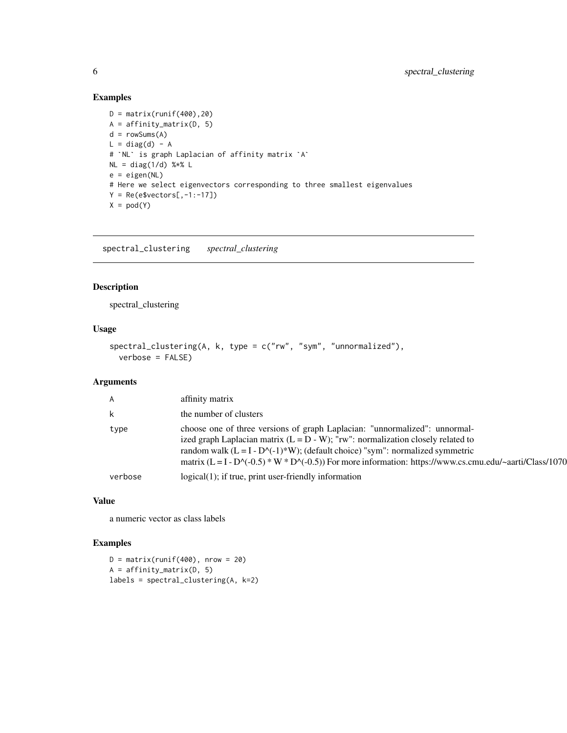## Examples

```
D = matrix(runif(400),20)
A = affinity_matrix(D, 5)
d = rowSums(A)
L = diag(d) - A
# `NL` is graph Laplacian of affinity matrix `A`
NL = diag(1/d) %*% L
e = eigen(NL)
# Here we select eigenvectors corresponding to three smallest eigenvalues
Y = Re(e$vectors[,-1:-17])
X = pod(Y)
```

---

# spectral_clustering    *spectral_clustering*

## Description

spectral_clustering

## Usage

```
spectral_clustering(A, k, type = c("rw", "sym", "unnormalized"),
  verbose = FALSE)
```

## Arguments

| | |
|---|---|
| A | affinity matrix |
| k | the number of clusters |
| type | choose one of three versions of graph Laplacian: "unnormalized": unnormalized graph Laplacian matrix (L = D - W); "rw": normalization closely related to random walk (L = I - D^(-1)*W); (default choice) "sym": normalized symmetric matrix (L = I - D^(-0.5) * W * D^(-0.5)) For more information: https://www.cs.cmu.edu/~aarti/Class/1070 |
| verbose | logical(1); if true, print user-friendly information |

## Value

a numeric vector as class labels

## Examples

```
D = matrix(runif(400), nrow = 20)
A = affinity_matrix(D, 5)
labels = spectral_clustering(A, k=2)
```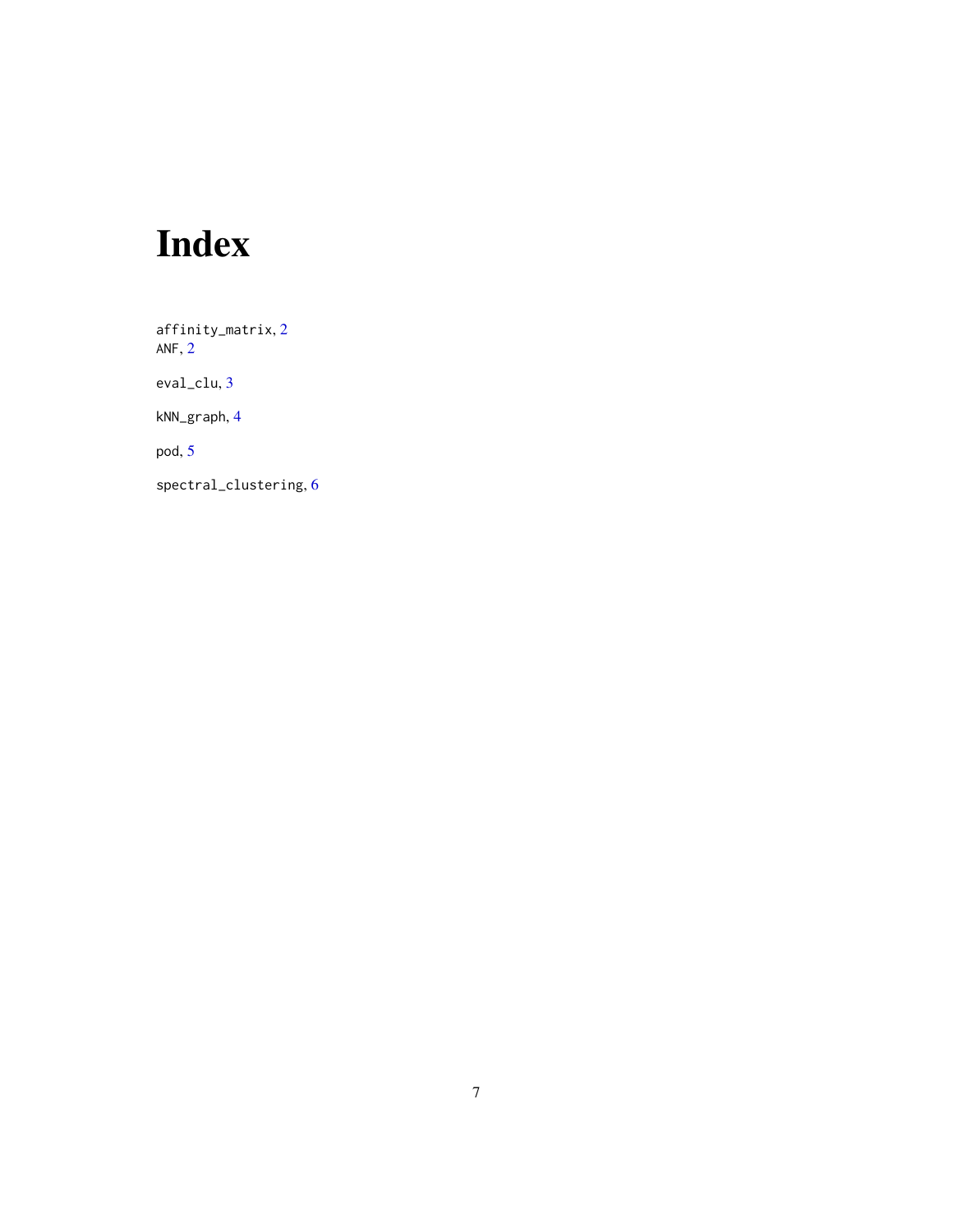# Index

affinity_matrix, 2
ANF, 2

eval_clu, 3

kNN_graph, 4

pod, 5

spectral_clustering, 6